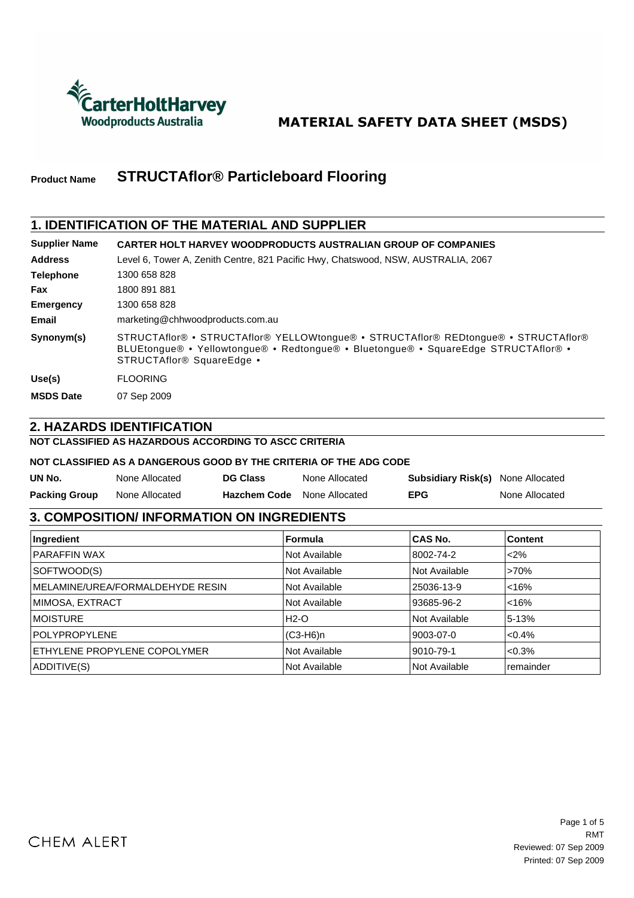CarterHoltHarvey Woodproducts Australia

# MATERIAL SAFETY DATA SHEET (MSDS)

**Product Name** **STRUCTAflor® Particleboard Flooring**

## 1. IDENTIFICATION OF THE MATERIAL AND SUPPLIER

| | |
|---|---|
| **Supplier Name** | **CARTER HOLT HARVEY WOODPRODUCTS AUSTRALIAN GROUP OF COMPANIES** |
| **Address** | Level 6, Tower A, Zenith Centre, 821 Pacific Hwy, Chatswood, NSW, AUSTRALIA, 2067 |
| **Telephone** | 1300 658 828 |
| **Fax** | 1800 891 881 |
| **Emergency** | 1300 658 828 |
| **Email** | marketing@chhwoodproducts.com.au |
| **Synonym(s)** | STRUCTAflor® • STRUCTAflor® YELLOWtongue® • STRUCTAflor® REDtongue® • STRUCTAflor® BLUEtongue® • Yellowtongue® • Redtongue® • Bluetongue® • SquareEdge STRUCTAflor® • STRUCTAflor® SquareEdge • |
| **Use(s)** | FLOORING |
| **MSDS Date** | 07 Sep 2009 |

## 2. HAZARDS IDENTIFICATION

**NOT CLASSIFIED AS HAZARDOUS ACCORDING TO ASCC CRITERIA**

**NOT CLASSIFIED AS A DANGEROUS GOOD BY THE CRITERIA OF THE ADG CODE**

| | | | | | |
|---|---|---|---|---|---|
| **UN No.** | None Allocated | **DG Class** | None Allocated | **Subsidiary Risk(s)** | None Allocated |
| **Packing Group** | None Allocated | **Hazchem Code** | None Allocated | **EPG** | None Allocated |

## 3. COMPOSITION/ INFORMATION ON INGREDIENTS

| Ingredient | Formula | CAS No. | Content |
|---|---|---|---|
| PARAFFIN WAX | Not Available | 8002-74-2 | <2% |
| SOFTWOOD(S) | Not Available | Not Available | >70% |
| MELAMINE/UREA/FORMALDEHYDE RESIN | Not Available | 25036-13-9 | <16% |
| MIMOSA, EXTRACT | Not Available | 93685-96-2 | <16% |
| MOISTURE | $H_2O$ | Not Available | 5-13% |
| POLYPROPYLENE | $(C_3H_6)_n$ | 9003-07-0 | <0.4% |
| ETHYLENE PROPYLENE COPOLYMER | Not Available | 9010-79-1 | <0.3% |
| ADDITIVE(S) | Not Available | Not Available | remainder |

CHEM ALERT

RMT
Reviewed: 07 Sep 2009
Printed: 07 Sep 2009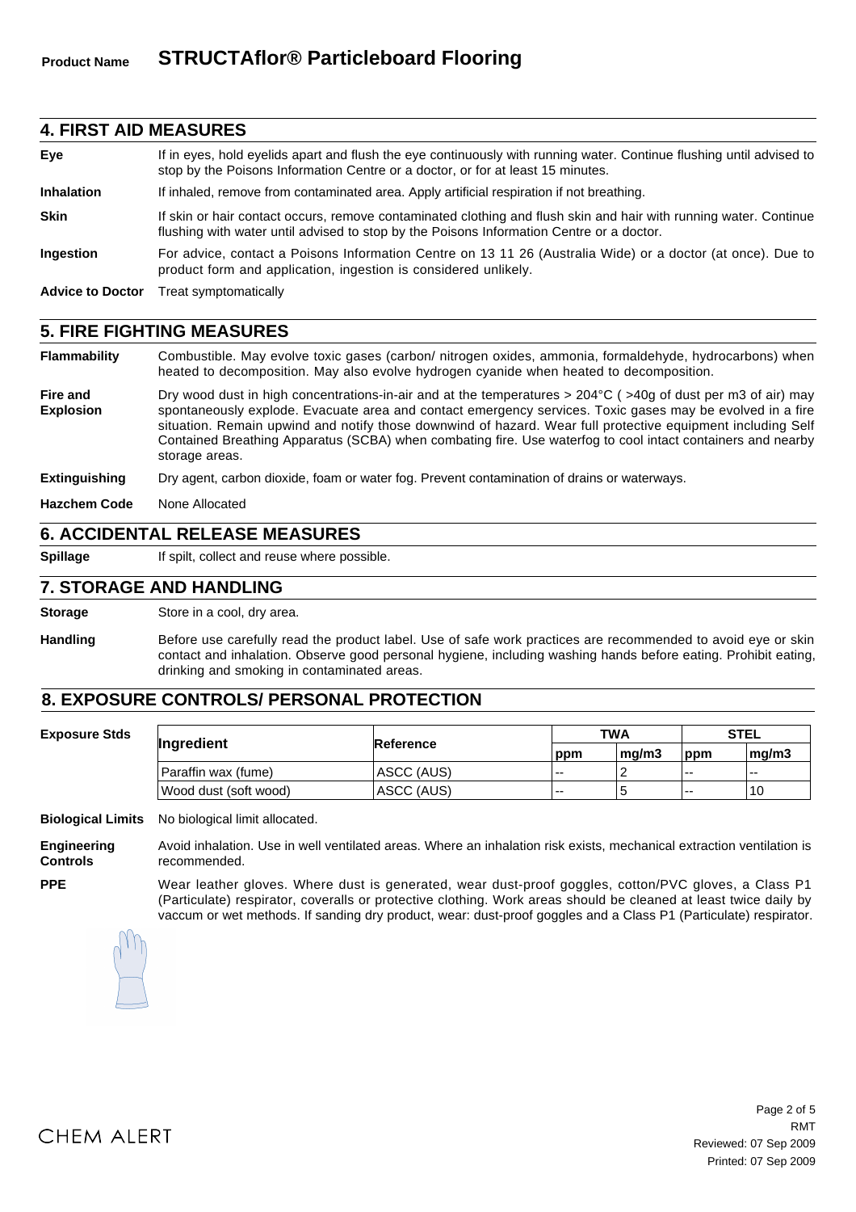**Product Name** **STRUCTAflor® Particleboard Flooring**

## 4. FIRST AID MEASURES

**Eye** If in eyes, hold eyelids apart and flush the eye continuously with running water. Continue flushing until advised to stop by the Poisons Information Centre or a doctor, or for at least 15 minutes.

**Inhalation** If inhaled, remove from contaminated area. Apply artificial respiration if not breathing.

**Skin** If skin or hair contact occurs, remove contaminated clothing and flush skin and hair with running water. Continue flushing with water until advised to stop by the Poisons Information Centre or a doctor.

**Ingestion** For advice, contact a Poisons Information Centre on 13 11 26 (Australia Wide) or a doctor (at once). Due to product form and application, ingestion is considered unlikely.

**Advice to Doctor** Treat symptomatically

## 5. FIRE FIGHTING MEASURES

**Flammability** Combustible. May evolve toxic gases (carbon/ nitrogen oxides, ammonia, formaldehyde, hydrocarbons) when heated to decomposition. May also evolve hydrogen cyanide when heated to decomposition.

**Fire and Explosion** Dry wood dust in high concentrations-in-air and at the temperatures > 204°C ( >40g of dust per m3 of air) may spontaneously explode. Evacuate area and contact emergency services. Toxic gases may be evolved in a fire situation. Remain upwind and notify those downwind of hazard. Wear full protective equipment including Self Contained Breathing Apparatus (SCBA) when combating fire. Use waterfog to cool intact containers and nearby storage areas.

**Extinguishing** Dry agent, carbon dioxide, foam or water fog. Prevent contamination of drains or waterways.

**Hazchem Code** None Allocated

## 6. ACCIDENTAL RELEASE MEASURES

**Spillage** If spilt, collect and reuse where possible.

## 7. STORAGE AND HANDLING

**Storage** Store in a cool, dry area.

**Handling** Before use carefully read the product label. Use of safe work practices are recommended to avoid eye or skin contact and inhalation. Observe good personal hygiene, including washing hands before eating. Prohibit eating, drinking and smoking in contaminated areas.

## 8. EXPOSURE CONTROLS/ PERSONAL PROTECTION

**Exposure Stds**

| Ingredient | Reference | TWA | | STEL | |
|---|---|---|---|---|---|
| | | ppm | mg/m3 | ppm | mg/m3 |
| Paraffin wax (fume) | ASCC (AUS) | -- | 2 | -- | -- |
| Wood dust (soft wood) | ASCC (AUS) | -- | 5 | -- | 10 |

**Biological Limits** No biological limit allocated.

**Engineering Controls** Avoid inhalation. Use in well ventilated areas. Where an inhalation risk exists, mechanical extraction ventilation is recommended.

**PPE** Wear leather gloves. Where dust is generated, wear dust-proof goggles, cotton/PVC gloves, a Class P1 (Particulate) respirator, coveralls or protective clothing. Work areas should be cleaned at least twice daily by vaccum or wet methods. If sanding dry product, wear: dust-proof goggles and a Class P1 (Particulate) respirator.

CHEM ALERT

RMT
Reviewed: 07 Sep 2009
Printed: 07 Sep 2009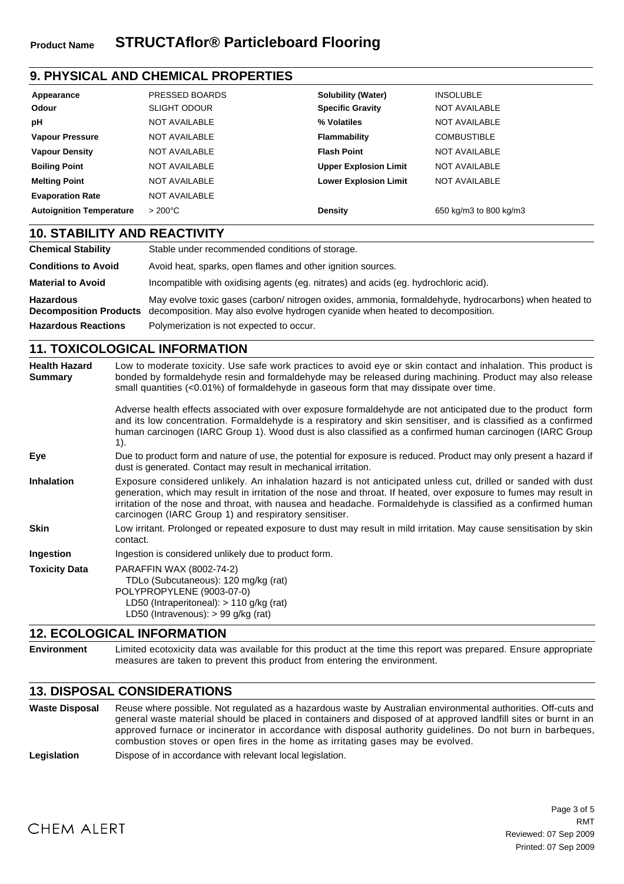**Product Name** **STRUCTAflor® Particleboard Flooring**

## 9. PHYSICAL AND CHEMICAL PROPERTIES

| | | | |
|---|---|---|---|
| **Appearance** | PRESSED BOARDS | **Solubility (Water)** | INSOLUBLE |
| **Odour** | SLIGHT ODOUR | **Specific Gravity** | NOT AVAILABLE |
| **pH** | NOT AVAILABLE | **% Volatiles** | NOT AVAILABLE |
| **Vapour Pressure** | NOT AVAILABLE | **Flammability** | COMBUSTIBLE |
| **Vapour Density** | NOT AVAILABLE | **Flash Point** | NOT AVAILABLE |
| **Boiling Point** | NOT AVAILABLE | **Upper Explosion Limit** | NOT AVAILABLE |
| **Melting Point** | NOT AVAILABLE | **Lower Explosion Limit** | NOT AVAILABLE |
| **Evaporation Rate** | NOT AVAILABLE | | |
| **Autoignition Temperature** | > 200°C | **Density** | 650 kg/m3 to 800 kg/m3 |

## 10. STABILITY AND REACTIVITY

| | |
|---|---|
| **Chemical Stability** | Stable under recommended conditions of storage. |
| **Conditions to Avoid** | Avoid heat, sparks, open flames and other ignition sources. |
| **Material to Avoid** | Incompatible with oxidising agents (eg. nitrates) and acids (eg. hydrochloric acid). |
| **Hazardous Decomposition Products** | May evolve toxic gases (carbon/ nitrogen oxides, ammonia, formaldehyde, hydrocarbons) when heated to decomposition. May also evolve hydrogen cyanide when heated to decomposition. |
| **Hazardous Reactions** | Polymerization is not expected to occur. |

## 11. TOXICOLOGICAL INFORMATION

**Health Hazard Summary**

Low to moderate toxicity. Use safe work practices to avoid eye or skin contact and inhalation. This product is bonded by formaldehyde resin and formaldehyde may be released during machining. Product may also release small quantities (<0.01%) of formaldehyde in gaseous form that may dissipate over time.

Adverse health effects associated with over exposure formaldehyde are not anticipated due to the product form and its low concentration. Formaldehyde is a respiratory and skin sensitiser, and is classified as a confirmed human carcinogen (IARC Group 1). Wood dust is also classified as a confirmed human carcinogen (IARC Group 1).

**Eye**

Due to product form and nature of use, the potential for exposure is reduced. Product may only present a hazard if dust is generated. Contact may result in mechanical irritation.

**Inhalation**

Exposure considered unlikely. An inhalation hazard is not anticipated unless cut, drilled or sanded with dust generation, which may result in irritation of the nose and throat. If heated, over exposure to fumes may result in irritation of the nose and throat, with nausea and headache. Formaldehyde is classified as a confirmed human carcinogen (IARC Group 1) and respiratory sensitiser.

**Skin**

Low irritant. Prolonged or repeated exposure to dust may result in mild irritation. May cause sensitisation by skin contact.

**Ingestion**

Ingestion is considered unlikely due to product form.

**Toxicity Data**

PARAFFIN WAX (8002-74-2)
  TDLo (Subcutaneous): 120 mg/kg (rat)
POLYPROPYLENE (9003-07-0)
  LD50 (Intraperitoneal): > 110 g/kg (rat)
  LD50 (Intravenous): > 99 g/kg (rat)

## 12. ECOLOGICAL INFORMATION

**Environment**

Limited ecotoxicity data was available for this product at the time this report was prepared. Ensure appropriate measures are taken to prevent this product from entering the environment.

## 13. DISPOSAL CONSIDERATIONS

**Waste Disposal**

Reuse where possible. Not regulated as a hazardous waste by Australian environmental authorities. Off-cuts and general waste material should be placed in containers and disposed of at approved landfill sites or burnt in an approved furnace or incinerator in accordance with disposal authority guidelines. Do not burn in barbeques, combustion stoves or open fires in the home as irritating gases may be evolved.

**Legislation**

Dispose of in accordance with relevant local legislation.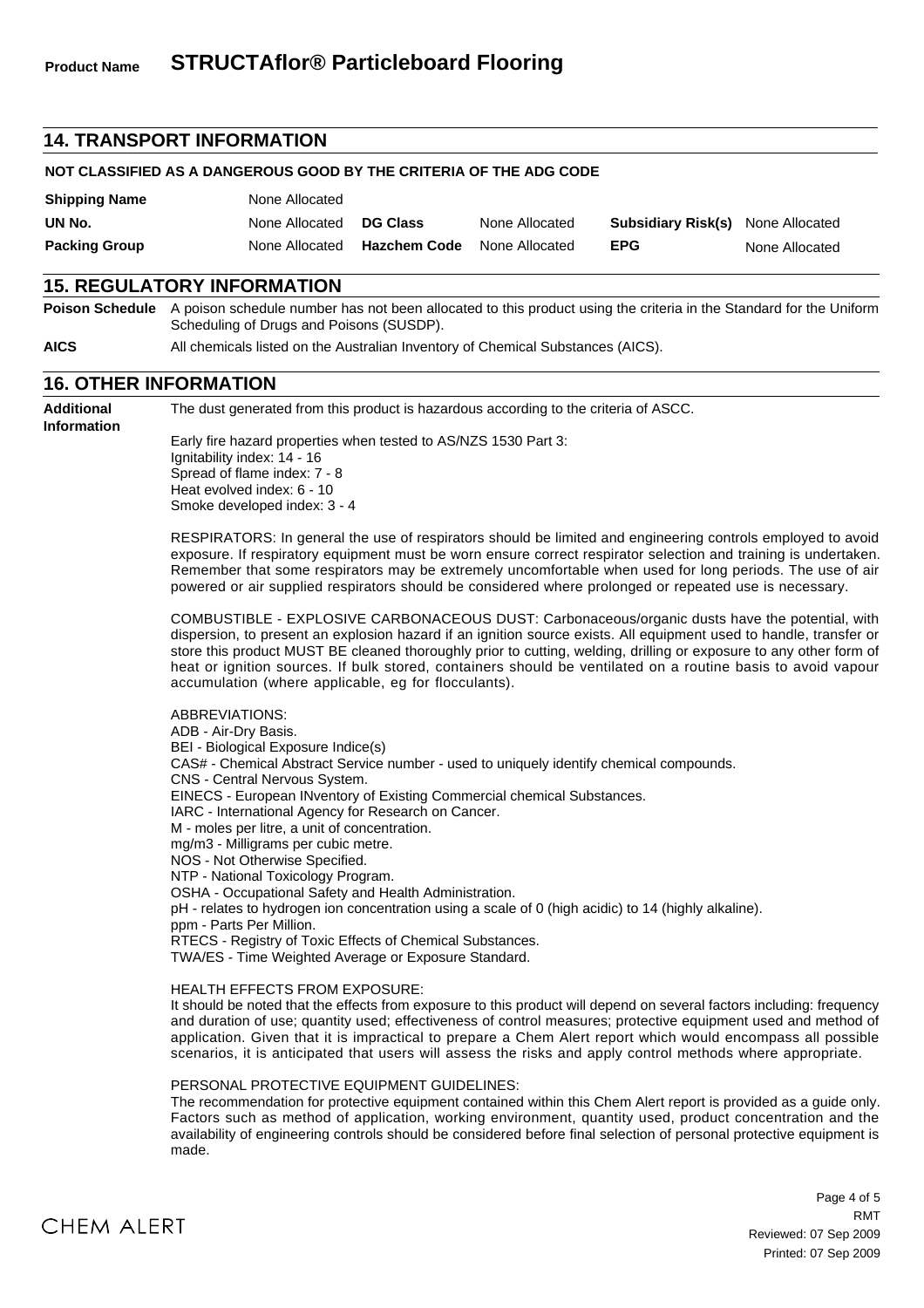## 14. TRANSPORT INFORMATION

**NOT CLASSIFIED AS A DANGEROUS GOOD BY THE CRITERIA OF THE ADG CODE**

| | | | | | |
|---|---|---|---|---|---|
| **Shipping Name** | None Allocated | | | | |
| **UN No.** | None Allocated | **DG Class** | None Allocated | **Subsidiary Risk(s)** | None Allocated |
| **Packing Group** | None Allocated | **Hazchem Code** | None Allocated | **EPG** | None Allocated |

## 15. REGULATORY INFORMATION

**Poison Schedule** A poison schedule number has not been allocated to this product using the criteria in the Standard for the Uniform Scheduling of Drugs and Poisons (SUSDP).

**AICS** All chemicals listed on the Australian Inventory of Chemical Substances (AICS).

## 16. OTHER INFORMATION

**Additional Information**

The dust generated from this product is hazardous according to the criteria of ASCC.

Early fire hazard properties when tested to AS/NZS 1530 Part 3:
Ignitability index: 14 - 16
Spread of flame index: 7 - 8
Heat evolved index: 6 - 10
Smoke developed index: 3 - 4

RESPIRATORS: In general the use of respirators should be limited and engineering controls employed to avoid exposure. If respiratory equipment must be worn ensure correct respirator selection and training is undertaken. Remember that some respirators may be extremely uncomfortable when used for long periods. The use of air powered or air supplied respirators should be considered where prolonged or repeated use is necessary.

COMBUSTIBLE - EXPLOSIVE CARBONACEOUS DUST: Carbonaceous/organic dusts have the potential, with dispersion, to present an explosion hazard if an ignition source exists. All equipment used to handle, transfer or store this product MUST BE cleaned thoroughly prior to cutting, welding, drilling or exposure to any other form of heat or ignition sources. If bulk stored, containers should be ventilated on a routine basis to avoid vapour accumulation (where applicable, eg for flocculants).

ABBREVIATIONS:
ADB - Air-Dry Basis.
BEI - Biological Exposure Indice(s)
CAS# - Chemical Abstract Service number - used to uniquely identify chemical compounds.
CNS - Central Nervous System.
EINECS - European INventory of Existing Commercial chemical Substances.
IARC - International Agency for Research on Cancer.
M - moles per litre, a unit of concentration.
mg/m3 - Milligrams per cubic metre.
NOS - Not Otherwise Specified.
NTP - National Toxicology Program.
OSHA - Occupational Safety and Health Administration.
pH - relates to hydrogen ion concentration using a scale of 0 (high acidic) to 14 (highly alkaline).
ppm - Parts Per Million.
RTECS - Registry of Toxic Effects of Chemical Substances.
TWA/ES - Time Weighted Average or Exposure Standard.

HEALTH EFFECTS FROM EXPOSURE:
It should be noted that the effects from exposure to this product will depend on several factors including: frequency and duration of use; quantity used; effectiveness of control measures; protective equipment used and method of application. Given that it is impractical to prepare a Chem Alert report which would encompass all possible scenarios, it is anticipated that users will assess the risks and apply control methods where appropriate.

PERSONAL PROTECTIVE EQUIPMENT GUIDELINES:
The recommendation for protective equipment contained within this Chem Alert report is provided as a guide only. Factors such as method of application, working environment, quantity used, product concentration and the availability of engineering controls should be considered before final selection of personal protective equipment is made.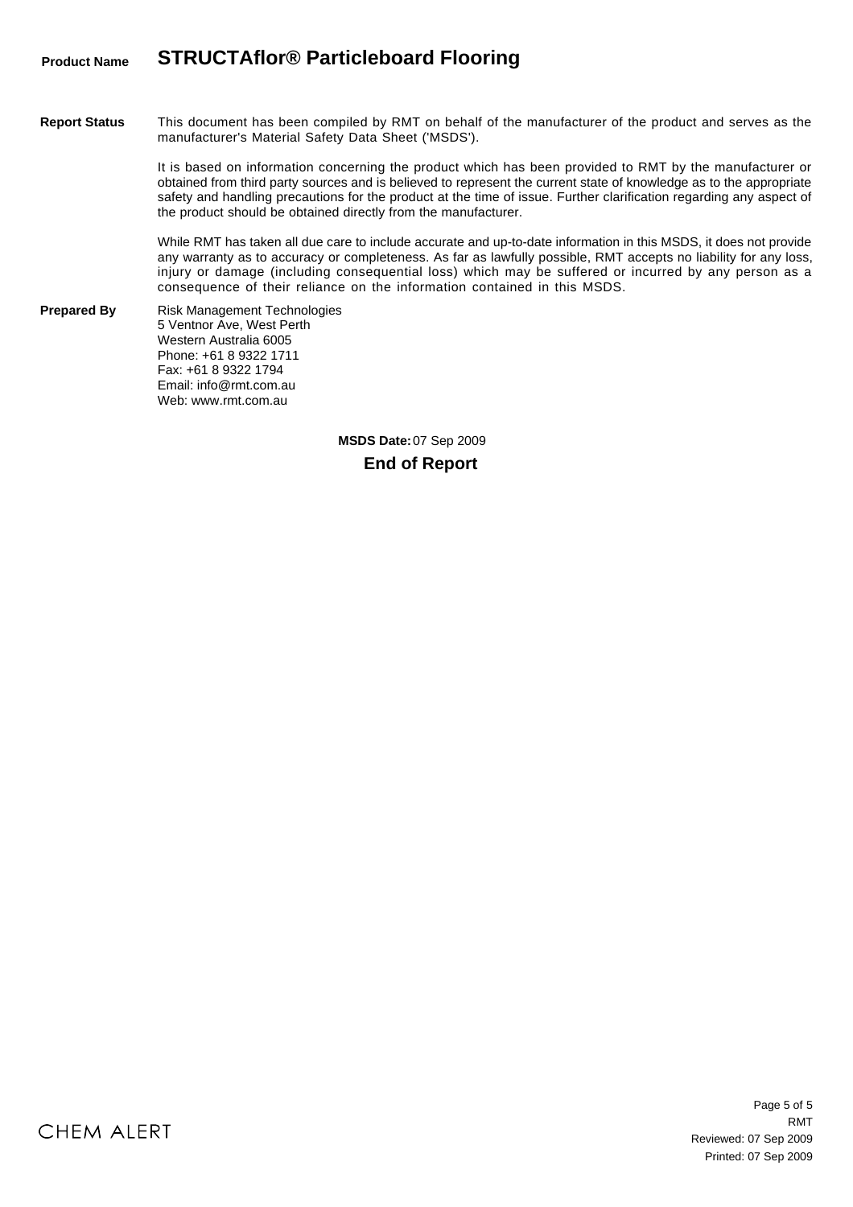**Product Name** **STRUCTAflor® Particleboard Flooring**

**Report Status** This document has been compiled by RMT on behalf of the manufacturer of the product and serves as the manufacturer's Material Safety Data Sheet ('MSDS').

It is based on information concerning the product which has been provided to RMT by the manufacturer or obtained from third party sources and is believed to represent the current state of knowledge as to the appropriate safety and handling precautions for the product at the time of issue. Further clarification regarding any aspect of the product should be obtained directly from the manufacturer.

While RMT has taken all due care to include accurate and up-to-date information in this MSDS, it does not provide any warranty as to accuracy or completeness. As far as lawfully possible, RMT accepts no liability for any loss, injury or damage (including consequential loss) which may be suffered or incurred by any person as a consequence of their reliance on the information contained in this MSDS.

**Prepared By** Risk Management Technologies
5 Ventnor Ave, West Perth
Western Australia 6005
Phone: +61 8 9322 1711
Fax: +61 8 9322 1794
Email: info@rmt.com.au
Web: www.rmt.com.au

**MSDS Date:** 07 Sep 2009

**End of Report**